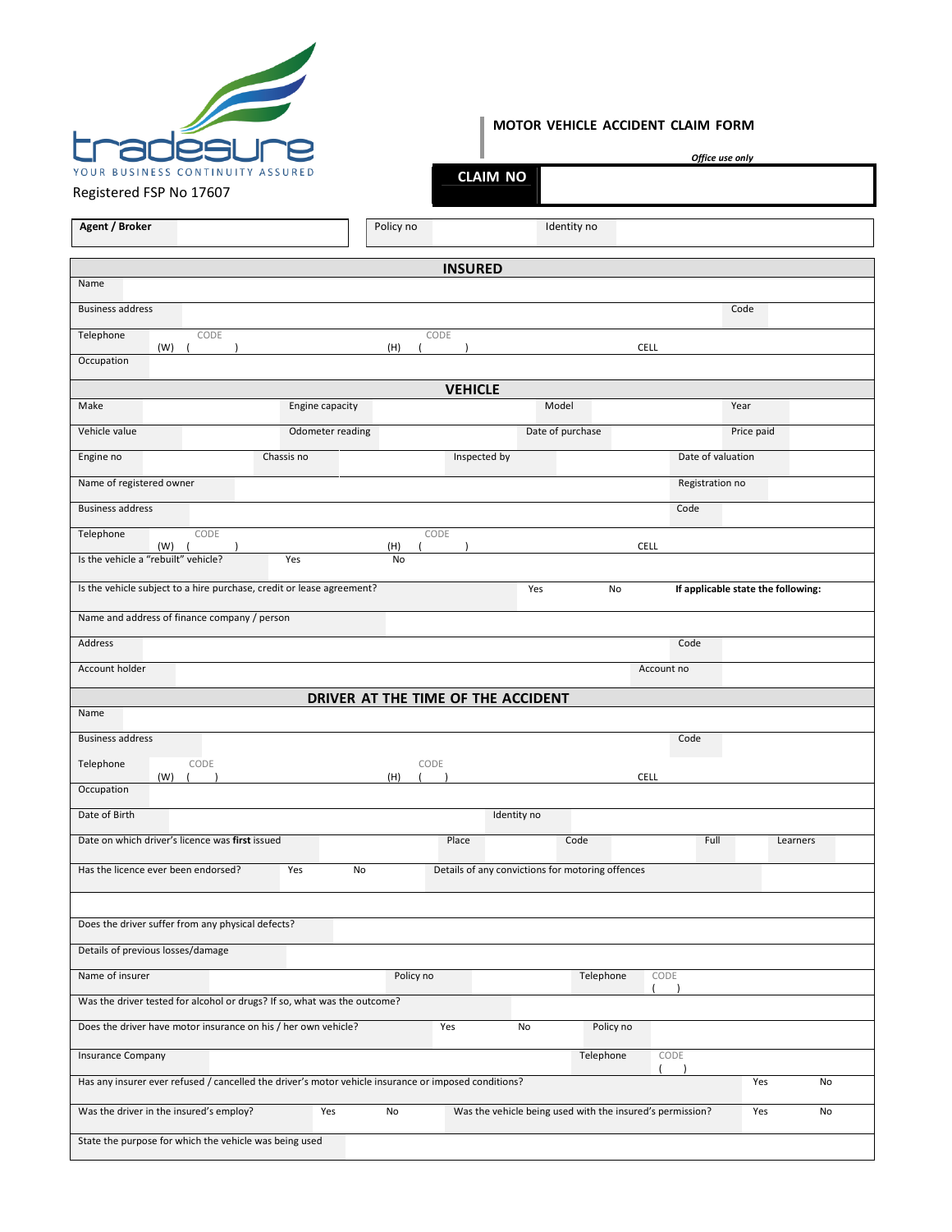tradesure

YOUR BUSINESS CONTINUITY ASSURED

Registered FSP No 17607

# MOTOR VEHICLE ACCIDENT CLAIM FORM

*Office use only*

| CLAIM NO | |
|---|---|

| **Agent / Broker** | | Policy no | | Identity no | |
|---|---|---|---|---|---|

## INSURED

| | | | | | |
|---|---|---|---|---|---|
| Name | | | | | |
| Business address | | | | Code | |
| Telephone | CODE (W) ( ) | CODE (H) ( ) | | CELL | |
| Occupation | | | | | |

## VEHICLE

| | | | | | | | |
|---|---|---|---|---|---|---|---|
| Make | | Engine capacity | | Model | | Year | |
| Vehicle value | | Odometer reading | | Date of purchase | | Price paid | |
| Engine no | | Chassis no | | Inspected by | | Date of valuation | |
| Name of registered owner | | | | | | Registration no | |
| Business address | | | | | | Code | |
| Telephone | CODE (W) ( ) | | CODE (H) ( ) | | | CELL | |
| Is the vehicle a "rebuilt" vehicle? | | Yes | No | | | | |
| Is the vehicle subject to a hire purchase, credit or lease agreement? | | | | Yes | No | **If applicable state the following:** | |
| Name and address of finance company / person | | | | | | | |
| Address | | | | | | Code | |
| Account holder | | | | | | Account no | |

## DRIVER AT THE TIME OF THE ACCIDENT

| | | | | | | | | |
|---|---|---|---|---|---|---|---|---|
| Name | | | | | | | | |
| Business address | | | | | | Code | | |
| Telephone | CODE (W) ( ) | | CODE (H) ( ) | | | CELL | | |
| Occupation | | | | | | | | |
| Date of Birth | | | | Identity no | | | | |
| Date on which driver's licence was **first** issued | | | Place | | Code | | Full | Learners |
| Has the licence ever been endorsed? | Yes | No | Details of any convictions for motoring offences | | | | | |
| | | | | | | | | |
| Does the driver suffer from any physical defects? | | | | | | | | |
| Details of previous losses/damage | | | | | | | | |
| Name of insurer | | Policy no | | Telephone | CODE ( ) | | | |
| Was the driver tested for alcohol or drugs? If so, what was the outcome? | | | | | | | | |
| Does the driver have motor insurance on his / her own vehicle? | | | Yes | No | Policy no | | | |
| Insurance Company | | | | Telephone | CODE ( ) | | | |
| Has any insurer ever refused / cancelled the driver's motor vehicle insurance or imposed conditions? | | | | | | | Yes | No |
| Was the driver in the insured's employ? | Yes | No | Was the vehicle being used with the insured's permission? | | | | Yes | No |
| State the purpose for which the vehicle was being used | | | | | | | | |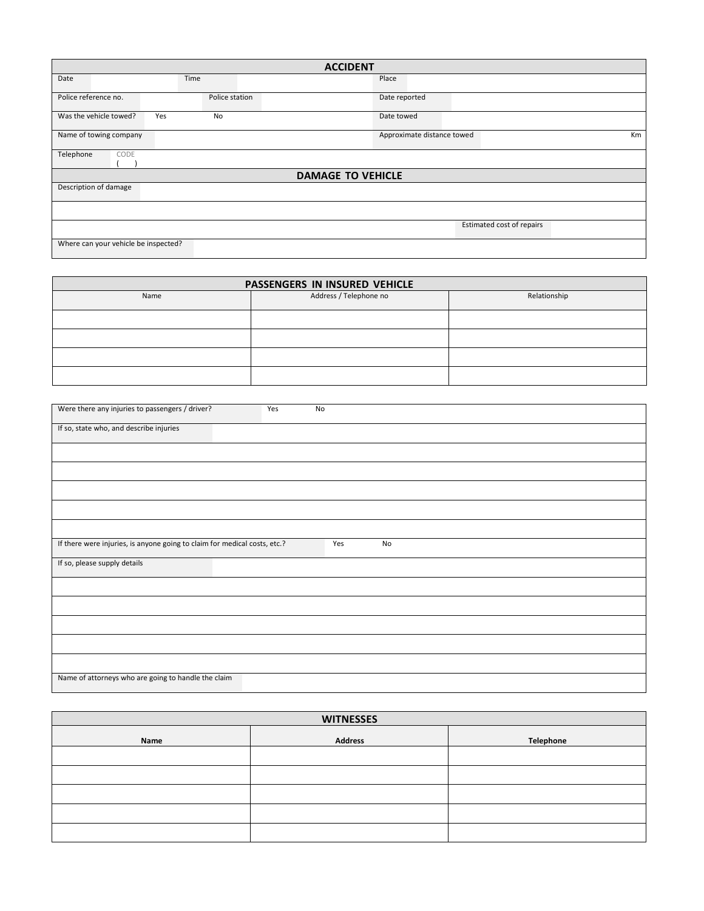## ACCIDENT

| | | | | | |
|---|---|---|---|---|---|
| Date | | Time | | Place | |
| Police reference no. | | Police station | | Date reported | |
| Was the vehicle towed? | Yes | No | | Date towed | |
| Name of towing company | | | | Approximate distance towed | Km |
| Telephone | CODE ( ) | | | | |

## DAMAGE TO VEHICLE

| | | | |
|---|---|---|---|
| Description of damage | | | |
| | | | |
| | | Estimated cost of repairs | |
| Where can your vehicle be inspected? | | | |

## PASSENGERS IN INSURED VEHICLE

| Name | Address / Telephone no | Relationship |
|---|---|---|
| | | |
| | | |
| | | |
| | | |

| | | | |
|---|---|---|---|
| Were there any injuries to passengers / driver? | Yes | No | |
| If so, state who, and describe injuries | | | |
| | | | |
| | | | |
| | | | |
| | | | |
| | | | |
| If there were injuries, is anyone going to claim for medical costs, etc.? | Yes | No | |
| If so, please supply details | | | |
| | | | |
| | | | |
| | | | |
| | | | |
| | | | |
| Name of attorneys who are going to handle the claim | | | |

## WITNESSES

| Name | Address | Telephone |
|---|---|---|
| | | |
| | | |
| | | |
| | | |
| | | |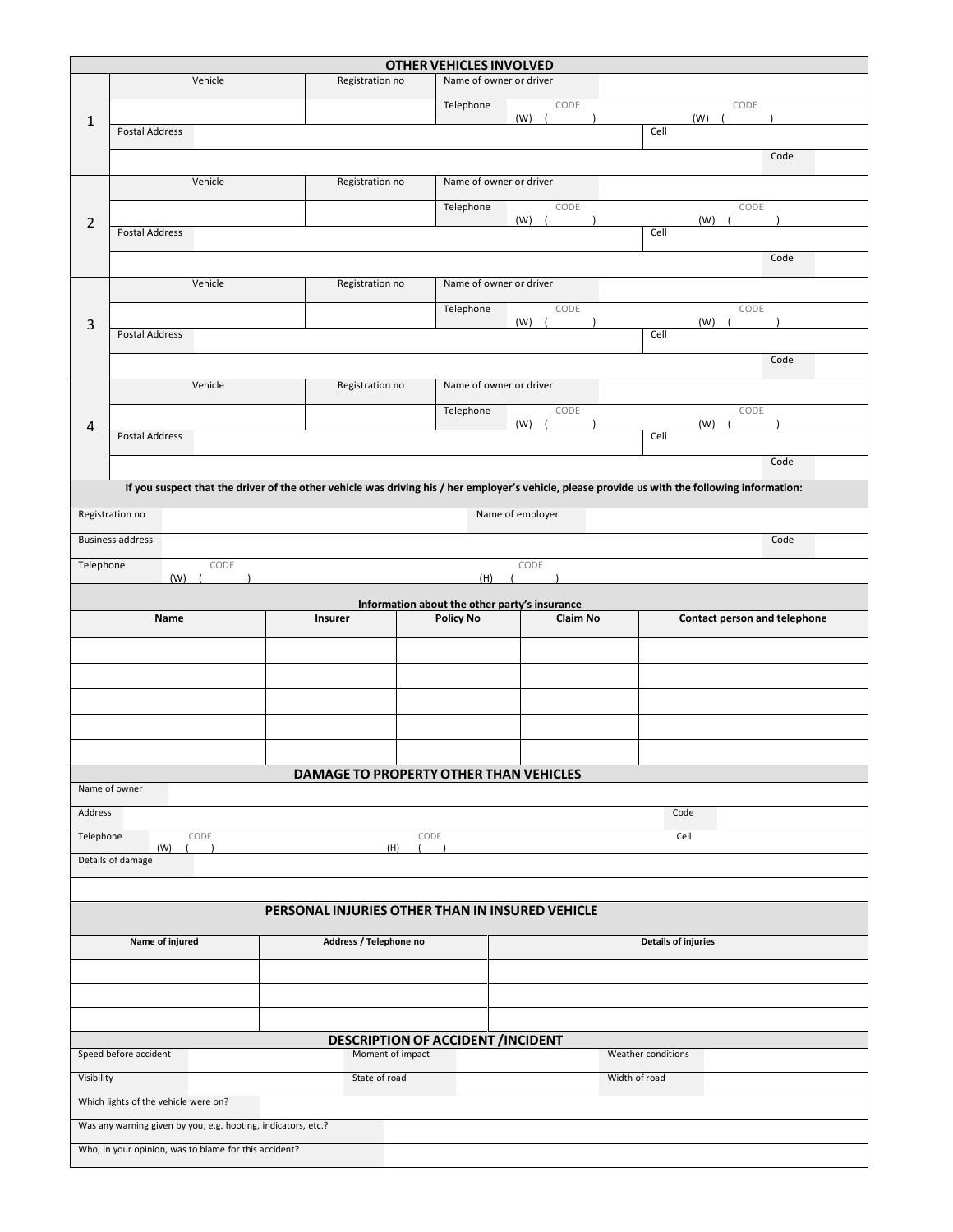## OTHER VEHICLES INVOLVED

| | Vehicle | Registration no | Name of owner or driver | | |
|---|---|---|---|---|---|
| 1 | | | Telephone | CODE (W) ( ) | CODE (W) ( ) |
| | Postal Address | | | | Cell |
| | | | | | Code |
| 2 | Vehicle | Registration no | Name of owner or driver | | |
| | | | Telephone | CODE (W) ( ) | CODE (W) ( ) |
| | Postal Address | | | | Cell |
| | | | | | Code |
| 3 | Vehicle | Registration no | Name of owner or driver | | |
| | | | Telephone | CODE (W) ( ) | CODE (W) ( ) |
| | Postal Address | | | | Cell |
| | | | | | Code |
| 4 | Vehicle | Registration no | Name of owner or driver | | |
| | | | Telephone | CODE (W) ( ) | CODE (W) ( ) |
| | Postal Address | | | | Cell |
| | | | | | Code |

**If you suspect that the driver of the other vehicle was driving his / her employer's vehicle, please provide us with the following information:**

| | | | |
|---|---|---|---|
| Registration no | | Name of employer | |
| Business address | | | Code |
| Telephone | CODE (W) ( ) | CODE (H) ( ) | |

**Information about the other party's insurance**

| Name | Insurer | Policy No | Claim No | Contact person and telephone |
|---|---|---|---|---|
| | | | | |
| | | | | |
| | | | | |
| | | | | |
| | | | | |

## DAMAGE TO PROPERTY OTHER THAN VEHICLES

| | | | |
|---|---|---|---|
| Name of owner | | | |
| Address | | | Code |
| Telephone | CODE (W) ( ) | CODE (H) ( ) | Cell |
| Details of damage | | | |
| | | | |

## PERSONAL INJURIES OTHER THAN IN INSURED VEHICLE

| Name of injured | Address / Telephone no | Details of injuries |
|---|---|---|
| | | |
| | | |
| | | |

## DESCRIPTION OF ACCIDENT /INCIDENT

| | | | | | |
|---|---|---|---|---|---|
| Speed before accident | | Moment of impact | | Weather conditions | |
| Visibility | | State of road | | Width of road | |
| Which lights of the vehicle were on? | | | | | |
| Was any warning given by you, e.g. hooting, indicators, etc.? | | | | | |
| Who, in your opinion, was to blame for this accident? | | | | | |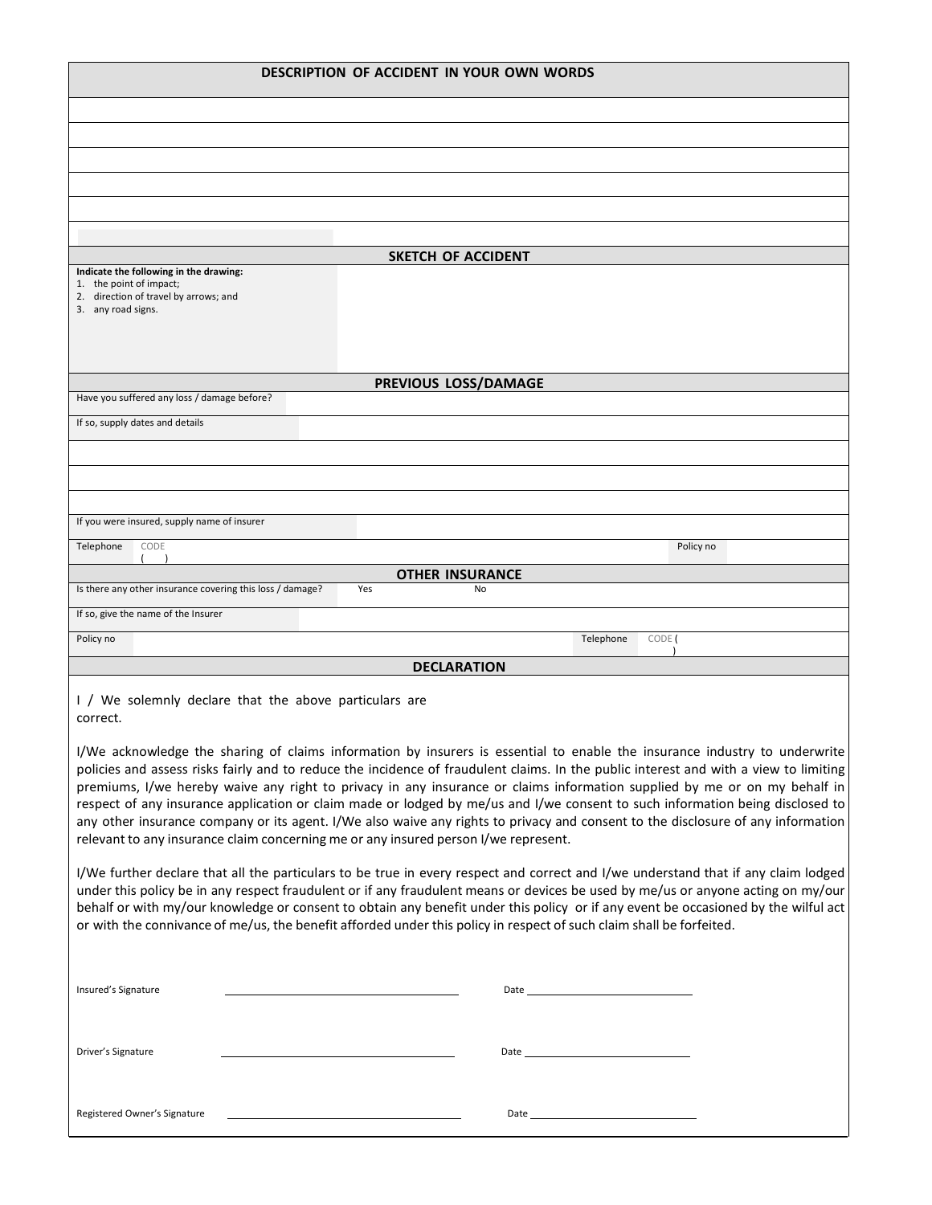## DESCRIPTION OF ACCIDENT IN YOUR OWN WORDS

| |
|---|
| |
| |
| |
| |
| |
| |

## SKETCH OF ACCIDENT

**Indicate the following in the drawing:**

1. the point of impact;
2. direction of travel by arrows; and
3. any road signs.

## PREVIOUS LOSS/DAMAGE

| | | | |
|---|---|---|---|
| Have you suffered any loss / damage before? | | | |
| If so, supply dates and details | | | |
| | | | |
| | | | |
| | | | |
| If you were insured, supply name of insurer | | | |
| Telephone | CODE ( ) | Policy no | |

## OTHER INSURANCE

| | | | |
|---|---|---|---|
| Is there any other insurance covering this loss / damage? | Yes | No | |
| If so, give the name of the Insurer | | | |
| Policy no | | Telephone | CODE ( ) |

## DECLARATION

I / We solemnly declare that the above particulars are correct.

I/We acknowledge the sharing of claims information by insurers is essential to enable the insurance industry to underwrite policies and assess risks fairly and to reduce the incidence of fraudulent claims. In the public interest and with a view to limiting premiums, I/we hereby waive any right to privacy in any insurance or claims information supplied by me or on my behalf in respect of any insurance application or claim made or lodged by me/us and I/we consent to such information being disclosed to any other insurance company or its agent. I/We also waive any rights to privacy and consent to the disclosure of any information relevant to any insurance claim concerning me or any insured person I/we represent.

I/We further declare that all the particulars to be true in every respect and correct and I/we understand that if any claim lodged under this policy be in any respect fraudulent or if any fraudulent means or devices be used by me/us or anyone acting on my/our behalf or with my/our knowledge or consent to obtain any benefit under this policy or if any event be occasioned by the wilful act or with the connivance of me/us, the benefit afforded under this policy in respect of such claim shall be forfeited.

Insured's Signature \_\_\_\_\_\_\_\_\_\_\_\_\_\_\_\_\_\_\_\_\_\_\_\_\_\_\_\_ Date \_\_\_\_\_\_\_\_\_\_\_\_\_\_\_\_\_\_\_\_

Driver's Signature \_\_\_\_\_\_\_\_\_\_\_\_\_\_\_\_\_\_\_\_\_\_\_\_\_\_\_\_ Date \_\_\_\_\_\_\_\_\_\_\_\_\_\_\_\_\_\_\_\_

Registered Owner's Signature \_\_\_\_\_\_\_\_\_\_\_\_\_\_\_\_\_\_\_\_\_\_\_\_\_\_\_\_ Date \_\_\_\_\_\_\_\_\_\_\_\_\_\_\_\_\_\_\_\_